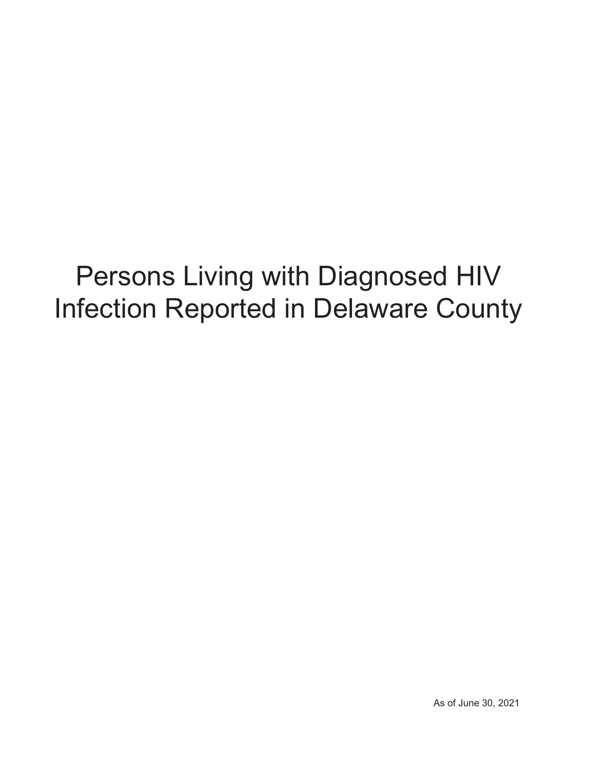# Persons Living with Diagnosed HIV Infection Reported in Delaware County

As of June 30, 2021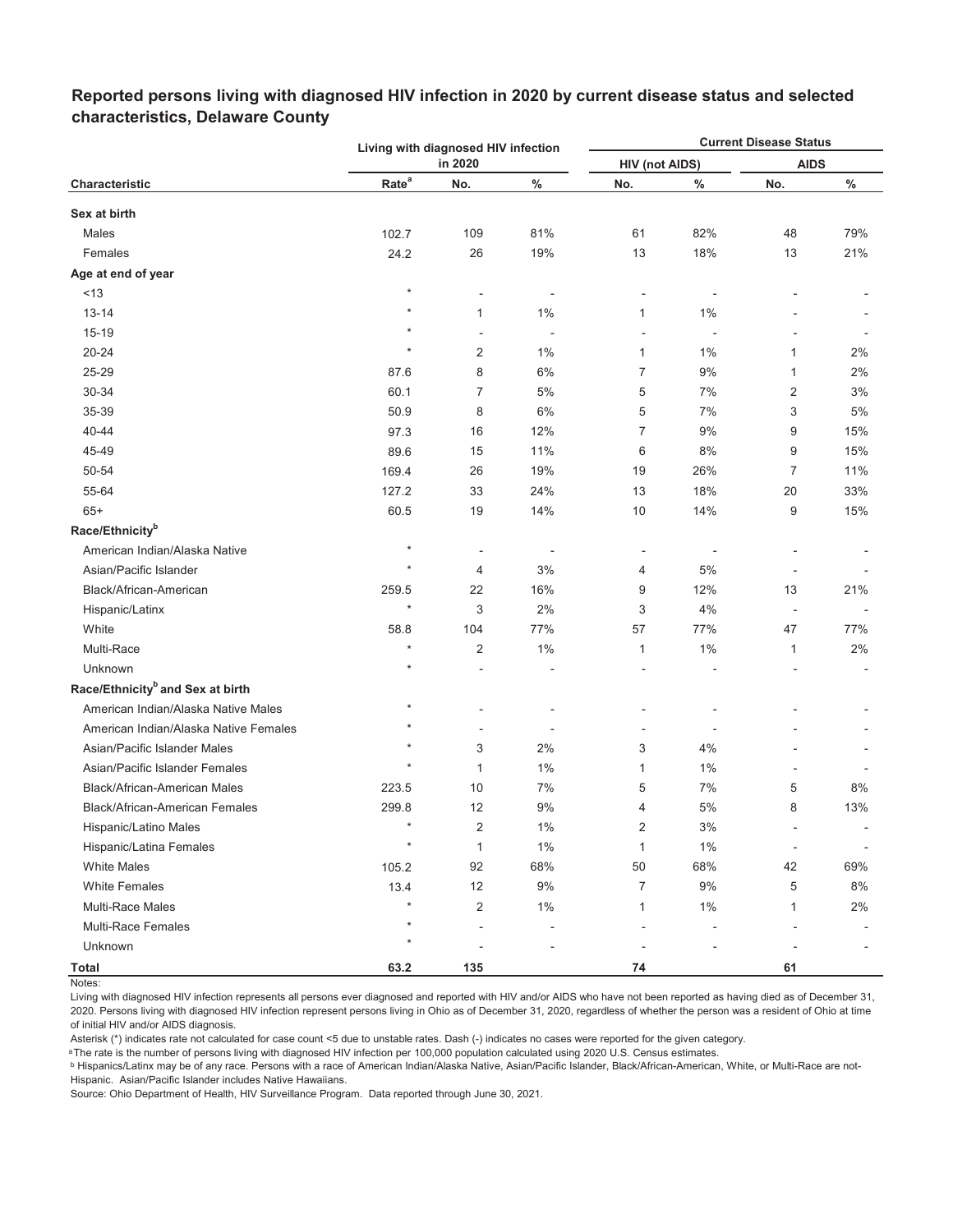## Reported persons living with diagnosed HIV infection in 2020 by current disease status and selected characteristics, Delaware County

| Characteristic | Living with diagnosed HIV infection in 2020 | | | Current Disease Status | | | |
|---|---|---|---|---|---|---|---|
| | | | | HIV (not AIDS) | | AIDS | |
| | Rate[a] | No. | % | No. | % | No. | % |
| **Sex at birth** | | | | | | | |
| Males | 102.7 | 109 | 81% | 61 | 82% | 48 | 79% |
| Females | 24.2 | 26 | 19% | 13 | 18% | 13 | 21% |
| **Age at end of year** | | | | | | | |
| <13 | * | - | - | - | - | - | - |
| 13-14 | * | 1 | 1% | 1 | 1% | - | - |
| 15-19 | * | - | - | - | - | - | - |
| 20-24 | * | 2 | 1% | 1 | 1% | 1 | 2% |
| 25-29 | 87.6 | 8 | 6% | 7 | 9% | 1 | 2% |
| 30-34 | 60.1 | 7 | 5% | 5 | 7% | 2 | 3% |
| 35-39 | 50.9 | 8 | 6% | 5 | 7% | 3 | 5% |
| 40-44 | 97.3 | 16 | 12% | 7 | 9% | 9 | 15% |
| 45-49 | 89.6 | 15 | 11% | 6 | 8% | 9 | 15% |
| 50-54 | 169.4 | 26 | 19% | 19 | 26% | 7 | 11% |
| 55-64 | 127.2 | 33 | 24% | 13 | 18% | 20 | 33% |
| 65+ | 60.5 | 19 | 14% | 10 | 14% | 9 | 15% |
| **Race/Ethnicity[b]** | | | | | | | |
| American Indian/Alaska Native | * | - | - | - | - | - | - |
| Asian/Pacific Islander | * | 4 | 3% | 4 | 5% | - | - |
| Black/African-American | 259.5 | 22 | 16% | 9 | 12% | 13 | 21% |
| Hispanic/Latinx | * | 3 | 2% | 3 | 4% | - | - |
| White | 58.8 | 104 | 77% | 57 | 77% | 47 | 77% |
| Multi-Race | * | 2 | 1% | 1 | 1% | 1 | 2% |
| Unknown | * | - | - | - | - | - | - |
| **Race/Ethnicity[b] and Sex at birth** | | | | | | | |
| American Indian/Alaska Native Males | * | - | - | - | - | - | - |
| American Indian/Alaska Native Females | * | - | - | - | - | - | - |
| Asian/Pacific Islander Males | * | 3 | 2% | 3 | 4% | - | - |
| Asian/Pacific Islander Females | * | 1 | 1% | 1 | 1% | - | - |
| Black/African-American Males | 223.5 | 10 | 7% | 5 | 7% | 5 | 8% |
| Black/African-American Females | 299.8 | 12 | 9% | 4 | 5% | 8 | 13% |
| Hispanic/Latino Males | * | 2 | 1% | 2 | 3% | - | - |
| Hispanic/Latina Females | * | 1 | 1% | 1 | 1% | - | - |
| White Males | 105.2 | 92 | 68% | 50 | 68% | 42 | 69% |
| White Females | 13.4 | 12 | 9% | 7 | 9% | 5 | 8% |
| Multi-Race Males | * | 2 | 1% | 1 | 1% | 1 | 2% |
| Multi-Race Females | * | - | - | - | - | - | - |
| Unknown | * | - | - | - | - | - | - |
| **Total** | **63.2** | **135** | | **74** | | **61** | |

Notes:

Living with diagnosed HIV infection represents all persons ever diagnosed and reported with HIV and/or AIDS who have not been reported as having died as of December 31, 2020. Persons living with diagnosed HIV infection represent persons living in Ohio as of December 31, 2020, regardless of whether the person was a resident of Ohio at time of initial HIV and/or AIDS diagnosis.

Asterisk (*) indicates rate not calculated for case count <5 due to unstable rates. Dash (-) indicates no cases were reported for the given category.

[a] The rate is the number of persons living with diagnosed HIV infection per 100,000 population calculated using 2020 U.S. Census estimates.

[b] Hispanics/Latinx may be of any race. Persons with a race of American Indian/Alaska Native, Asian/Pacific Islander, Black/African-American, White, or Multi-Race are not-Hispanic. Asian/Pacific Islander includes Native Hawaiians.

Source: Ohio Department of Health, HIV Surveillance Program. Data reported through June 30, 2021.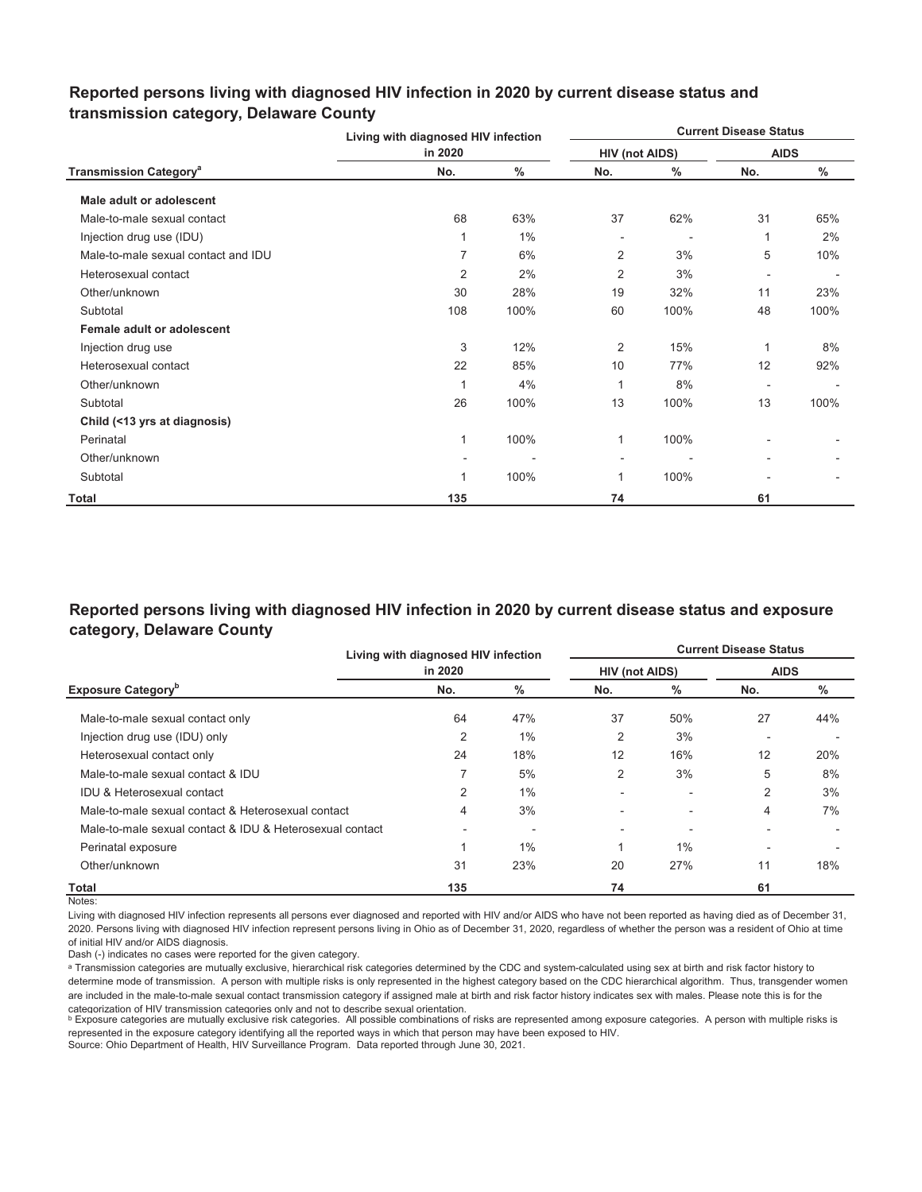## Reported persons living with diagnosed HIV infection in 2020 by current disease status and transmission category, Delaware County

| Transmission Category[a] | Living with diagnosed HIV infection in 2020 | | Current Disease Status | | | |
|---|---|---|---|---|---|---|
| | | | HIV (not AIDS) | | AIDS | |
| | No. | % | No. | % | No. | % |
| **Male adult or adolescent** | | | | | | |
| Male-to-male sexual contact | 68 | 63% | 37 | 62% | 31 | 65% |
| Injection drug use (IDU) | 1 | 1% | - | - | 1 | 2% |
| Male-to-male sexual contact and IDU | 7 | 6% | 2 | 3% | 5 | 10% |
| Heterosexual contact | 2 | 2% | 2 | 3% | - | - |
| Other/unknown | 30 | 28% | 19 | 32% | 11 | 23% |
| Subtotal | 108 | 100% | 60 | 100% | 48 | 100% |
| **Female adult or adolescent** | | | | | | |
| Injection drug use | 3 | 12% | 2 | 15% | 1 | 8% |
| Heterosexual contact | 22 | 85% | 10 | 77% | 12 | 92% |
| Other/unknown | 1 | 4% | 1 | 8% | - | - |
| Subtotal | 26 | 100% | 13 | 100% | 13 | 100% |
| **Child (<13 yrs at diagnosis)** | | | | | | |
| Perinatal | 1 | 100% | 1 | 100% | - | - |
| Other/unknown | - | - | - | - | - | - |
| Subtotal | 1 | 100% | 1 | 100% | - | - |
| **Total** | **135** | | **74** | | **61** | |

## Reported persons living with diagnosed HIV infection in 2020 by current disease status and exposure category, Delaware County

| Exposure Category[b] | Living with diagnosed HIV infection in 2020 | | Current Disease Status | | | |
|---|---|---|---|---|---|---|
| | | | HIV (not AIDS) | | AIDS | |
| | No. | % | No. | % | No. | % |
| Male-to-male sexual contact only | 64 | 47% | 37 | 50% | 27 | 44% |
| Injection drug use (IDU) only | 2 | 1% | 2 | 3% | - | - |
| Heterosexual contact only | 24 | 18% | 12 | 16% | 12 | 20% |
| Male-to-male sexual contact & IDU | 7 | 5% | 2 | 3% | 5 | 8% |
| IDU & Heterosexual contact | 2 | 1% | - | - | 2 | 3% |
| Male-to-male sexual contact & Heterosexual contact | 4 | 3% | - | - | 4 | 7% |
| Male-to-male sexual contact & IDU & Heterosexual contact | - | - | - | - | - | - |
| Perinatal exposure | 1 | 1% | 1 | 1% | - | - |
| Other/unknown | 31 | 23% | 20 | 27% | 11 | 18% |
| **Total** | **135** | | **74** | | **61** | |

Notes:

Living with diagnosed HIV infection represents all persons ever diagnosed and reported with HIV and/or AIDS who have not been reported as having died as of December 31, 2020. Persons living with diagnosed HIV infection represent persons living in Ohio as of December 31, 2020, regardless of whether the person was a resident of Ohio at time of initial HIV and/or AIDS diagnosis.

Dash (-) indicates no cases were reported for the given category.

[a] Transmission categories are mutually exclusive, hierarchical risk categories determined by the CDC and system-calculated using sex at birth and risk factor history to determine mode of transmission. A person with multiple risks is only represented in the highest category based on the CDC hierarchical algorithm. Thus, transgender women are included in the male-to-male sexual contact transmission category if assigned male at birth and risk factor history indicates sex with males. Please note this is for the categorization of HIV transmission categories only and not to describe sexual orientation.

[b] Exposure categories are mutually exclusive risk categories. All possible combinations of risks are represented among exposure categories. A person with multiple risks is represented in the exposure category identifying all the reported ways in which that person may have been exposed to HIV.

Source: Ohio Department of Health, HIV Surveillance Program. Data reported through June 30, 2021.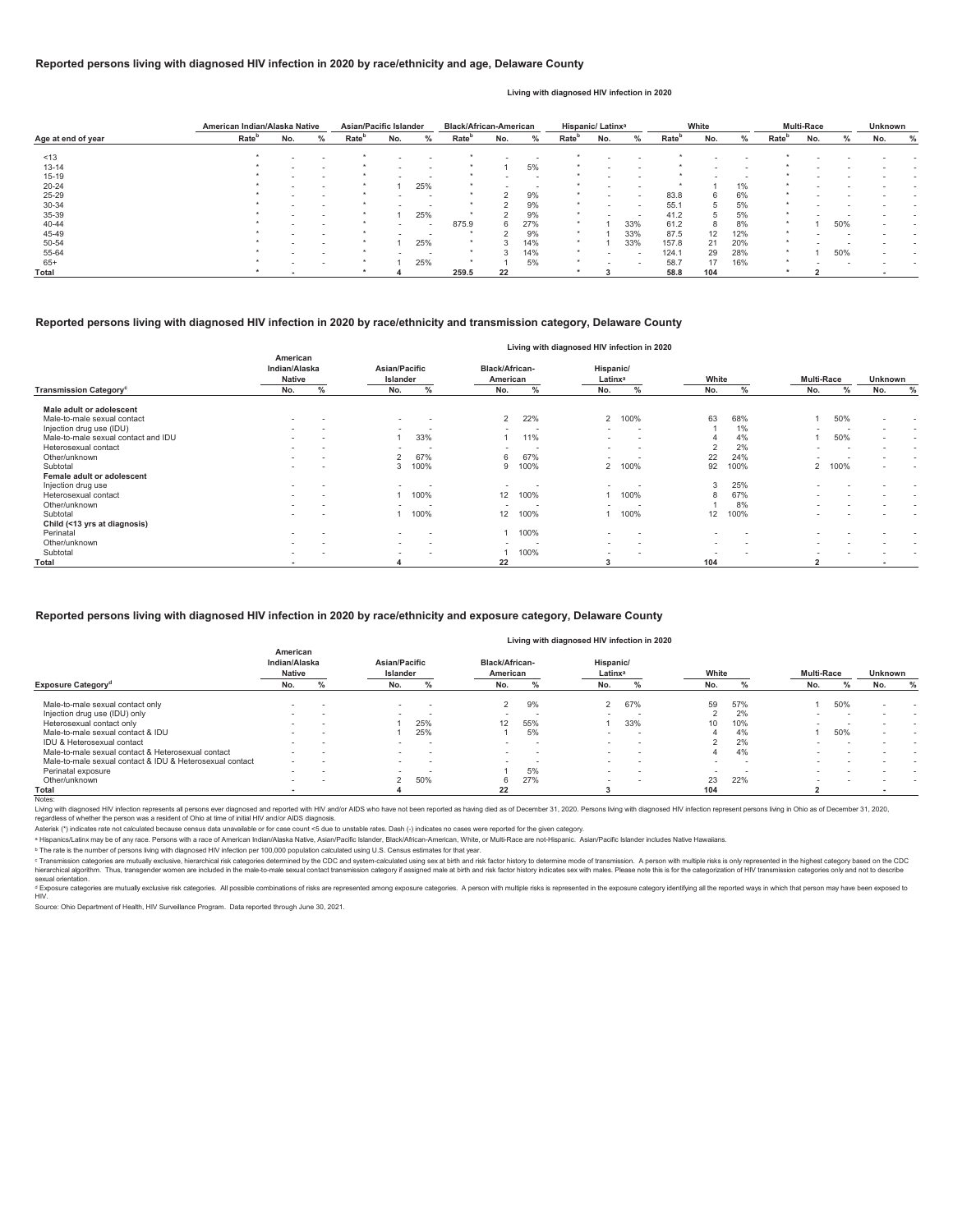## Reported persons living with diagnosed HIV infection in 2020 by race/ethnicity and age, Delaware County

Living with diagnosed HIV infection in 2020

| Age at end of year | American Indian/Alaska Native | | | Asian/Pacific Islander | | | Black/African-American | | | Hispanic/ Latinx[a] | | | White | | | Multi-Race | | | Unknown | |
|---|---|---|---|---|---|---|---|---|---|---|---|---|---|---|---|---|---|---|---|---|
| | Rate[b] | No. | % | Rate[b] | No. | % | Rate[b] | No. | % | Rate[b] | No. | % | Rate[b] | No. | % | Rate[b] | No. | % | No. | % |
| <13 | * | - | - | * | - | - | * | - | - | * | - | - | * | - | - | * | - | - | - | - |
| 13-14 | * | - | - | * | - | - | * | 1 | 5% | * | - | - | * | - | - | * | - | - | - | - |
| 15-19 | * | - | - | * | - | - | * | - | - | * | - | - | * | - | - | * | - | - | - | - |
| 20-24 | * | - | - | * | 1 | 25% | * | - | - | * | - | - | * | 1 | 1% | * | - | - | - | - |
| 25-29 | * | - | - | * | - | - | * | 2 | 9% | * | - | - | 83.8 | 6 | 6% | * | - | - | - | - |
| 30-34 | * | - | - | * | - | - | * | 2 | 9% | * | - | - | 55.1 | 5 | 5% | * | - | - | - | - |
| 35-39 | * | - | - | * | 1 | 25% | * | 2 | 9% | * | - | - | 41.2 | 5 | 5% | * | - | - | - | - |
| 40-44 | * | - | - | * | - | - | 875.9 | 6 | 27% | * | 1 | 33% | 61.2 | 8 | 8% | * | 1 | 50% | - | - |
| 45-49 | * | - | - | * | - | - | * | 2 | 9% | * | 1 | 33% | 87.5 | 12 | 12% | * | - | - | - | - |
| 50-54 | * | - | - | * | 1 | 25% | * | 3 | 14% | * | 1 | 33% | 157.8 | 21 | 20% | * | - | - | - | - |
| 55-64 | * | - | - | * | - | - | * | 3 | 14% | * | - | - | 124.1 | 29 | 28% | * | 1 | 50% | - | - |
| 65+ | * | - | - | * | 1 | 25% | * | 1 | 5% | * | - | - | 58.7 | 17 | 16% | * | - | - | - | - |
| **Total** | * | - | | * | **4** | | **259.5** | **22** | | * | **3** | | **58.8** | **104** | | * | **2** | | - | |

## Reported persons living with diagnosed HIV infection in 2020 by race/ethnicity and transmission category, Delaware County

Living with diagnosed HIV infection in 2020

| Transmission Category[c] | American Indian/Alaska Native No. | % | Asian/Pacific Islander No. | % | Black/African-American No. | % | Hispanic/ Latinx[a] No. | % | White No. | % | Multi-Race No. | % | Unknown No. | % |
|---|---|---|---|---|---|---|---|---|---|---|---|---|---|---|
| **Male adult or adolescent** | | | | | | | | | | | | | | |
| Male-to-male sexual contact | - | - | - | - | 2 | 22% | 2 | 100% | 63 | 68% | 1 | 50% | - | - |
| Injection drug use (IDU) | - | - | - | - | - | - | - | - | 1 | 1% | - | - | - | - |
| Male-to-male sexual contact and IDU | - | - | 1 | 33% | 1 | 11% | - | - | 4 | 4% | 1 | 50% | - | - |
| Heterosexual contact | - | - | - | - | - | - | - | - | 2 | 2% | - | - | - | - |
| Other/unknown | - | - | 2 | 67% | 6 | 67% | - | - | 22 | 24% | - | - | - | - |
| Subtotal | - | - | 3 | 100% | 9 | 100% | 2 | 100% | 92 | 100% | 2 | 100% | - | - |
| **Female adult or adolescent** | | | | | | | | | | | | | | |
| Injection drug use | - | - | - | - | - | - | - | - | 3 | 25% | - | - | - | - |
| Heterosexual contact | - | - | 1 | 100% | 12 | 100% | 1 | 100% | 8 | 67% | - | - | - | - |
| Other/unknown | - | - | - | - | - | - | - | - | 1 | 8% | - | - | - | - |
| Subtotal | - | - | 1 | 100% | 12 | 100% | 1 | 100% | 12 | 100% | - | - | - | - |
| **Child (<13 yrs at diagnosis)** | | | | | | | | | | | | | | |
| Perinatal | - | - | - | - | 1 | 100% | - | - | - | - | - | - | - | - |
| Other/unknown | - | - | - | - | - | - | - | - | - | - | - | - | - | - |
| Subtotal | - | - | - | - | 1 | 100% | - | - | - | - | - | - | - | - |
| **Total** | - | | **4** | | **22** | | **3** | | **104** | | **2** | | - | |

## Reported persons living with diagnosed HIV infection in 2020 by race/ethnicity and exposure category, Delaware County

Living with diagnosed HIV infection in 2020

| Exposure Category[d] | American Indian/Alaska Native No. | % | Asian/Pacific Islander No. | % | Black/African-American No. | % | Hispanic/ Latinx[a] No. | % | White No. | % | Multi-Race No. | % | Unknown No. | % |
|---|---|---|---|---|---|---|---|---|---|---|---|---|---|---|
| Male-to-male sexual contact only | - | - | - | - | 2 | 9% | 2 | 67% | 59 | 57% | 1 | 50% | - | - |
| Injection drug use (IDU) only | - | - | - | - | - | - | - | - | 2 | 2% | - | - | - | - |
| Heterosexual contact only | - | - | 1 | 25% | 12 | 55% | 1 | 33% | 10 | 10% | - | - | - | - |
| Male-to-male sexual contact & IDU | - | - | 1 | 25% | 1 | 5% | - | - | 4 | 4% | 1 | 50% | - | - |
| IDU & Heterosexual contact | - | - | - | - | - | - | - | - | 2 | 2% | - | - | - | - |
| Male-to-male sexual contact & Heterosexual contact | - | - | - | - | - | - | - | - | 4 | 4% | - | - | - | - |
| Male-to-male sexual contact & IDU & Heterosexual contact | - | - | - | - | - | - | - | - | - | - | - | - | - | - |
| Perinatal exposure | - | - | - | - | 1 | 5% | - | - | - | - | - | - | - | - |
| Other/unknown | - | - | 2 | 50% | 6 | 27% | - | - | 23 | 22% | - | - | - | - |
| **Total** | - | | **4** | | **22** | | **3** | | **104** | | **2** | | - | |

Notes:

Living with diagnosed HIV infection represents all persons ever diagnosed and reported with HIV and/or AIDS who have not been reported as having died as of December 31, 2020. Persons living with diagnosed HIV infection represent persons living in Ohio as of December 31, 2020, regardless of whether the person was a resident of Ohio at time of initial HIV and/or AIDS diagnosis.

Asterisk (*) indicates rate not calculated because census data unavailable or for case count <5 due to unstable rates. Dash (-) indicates no cases were reported for the given category.

[a] Hispanics/Latinx may be of any race. Persons with a race of American Indian/Alaska Native, Asian/Pacific Islander, Black/African-American, White, or Multi-Race are not-Hispanic. Asian/Pacific Islander includes Native Hawaiians.

[b] The rate is the number of persons living with diagnosed HIV infection per 100,000 population calculated using U.S. Census estimates for that year.

[c] Transmission categories are mutually exclusive, hierarchical risk categories determined by the CDC and system-calculated using sex at birth and risk factor history to determine mode of transmission. A person with multiple risks is only represented in the highest category based on the CDC hierarchical algorithm. Thus, transgender women are included in the male-to-male sexual contact transmission category if assigned male at birth and risk factor history indicates sex with males. Please note this is for the categorization of HIV transmission categories only and not to describe sexual orientation.

[d] Exposure categories are mutually exclusive risk categories. All possible combinations of risks are represented among exposure categories. A person with multiple risks is represented in the exposure category identifying all the reported ways in which that person may have been exposed to HIV.

Source: Ohio Department of Health, HIV Surveillance Program. Data reported through June 30, 2021.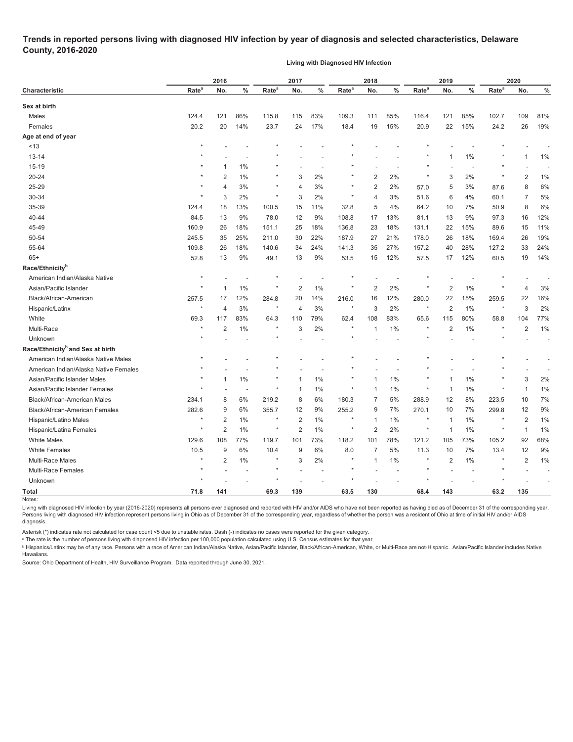## Trends in reported persons living with diagnosed HIV infection by year of diagnosis and selected characteristics, Delaware County, 2016-2020

**Living with Diagnosed HIV Infection**

| Characteristic | 2016 | | | 2017 | | | 2018 | | | 2019 | | | 2020 | | |
|---|---|---|---|---|---|---|---|---|---|---|---|---|---|---|---|
| | Rate[a] | No. | % | Rate[a] | No. | % | Rate[a] | No. | % | Rate[a] | No. | % | Rate[a] | No. | % |
| **Sex at birth** | | | | | | | | | | | | | | | |
| Males | 124.4 | 121 | 86% | 115.8 | 115 | 83% | 109.3 | 111 | 85% | 116.4 | 121 | 85% | 102.7 | 109 | 81% |
| Females | 20.2 | 20 | 14% | 23.7 | 24 | 17% | 18.4 | 19 | 15% | 20.9 | 22 | 15% | 24.2 | 26 | 19% |
| **Age at end of year** | | | | | | | | | | | | | | | |
| <13 | * | - | - | * | - | - | * | - | - | * | - | - | * | - | - |
| 13-14 | * | - | - | * | - | - | * | - | - | * | 1 | 1% | * | 1 | 1% |
| 15-19 | * | 1 | 1% | * | - | - | * | - | - | * | - | - | * | - | - |
| 20-24 | * | 2 | 1% | * | 3 | 2% | * | 2 | 2% | * | 3 | 2% | * | 2 | 1% |
| 25-29 | * | 4 | 3% | * | 4 | 3% | * | 2 | 2% | 57.0 | 5 | 3% | 87.6 | 8 | 6% |
| 30-34 | * | 3 | 2% | * | 3 | 2% | * | 4 | 3% | 51.6 | 6 | 4% | 60.1 | 7 | 5% |
| 35-39 | 124.4 | 18 | 13% | 100.5 | 15 | 11% | 32.8 | 5 | 4% | 64.2 | 10 | 7% | 50.9 | 8 | 6% |
| 40-44 | 84.5 | 13 | 9% | 78.0 | 12 | 9% | 108.8 | 17 | 13% | 81.1 | 13 | 9% | 97.3 | 16 | 12% |
| 45-49 | 160.9 | 26 | 18% | 151.1 | 25 | 18% | 136.8 | 23 | 18% | 131.1 | 22 | 15% | 89.6 | 15 | 11% |
| 50-54 | 245.5 | 35 | 25% | 211.0 | 30 | 22% | 187.9 | 27 | 21% | 178.0 | 26 | 18% | 169.4 | 26 | 19% |
| 55-64 | 109.8 | 26 | 18% | 140.6 | 34 | 24% | 141.3 | 35 | 27% | 157.2 | 40 | 28% | 127.2 | 33 | 24% |
| 65+ | 52.8 | 13 | 9% | 49.1 | 13 | 9% | 53.5 | 15 | 12% | 57.5 | 17 | 12% | 60.5 | 19 | 14% |
| **Race/Ethnicity[b]** | | | | | | | | | | | | | | | |
| American Indian/Alaska Native | * | - | - | * | - | - | * | - | - | * | - | - | * | - | - |
| Asian/Pacific Islander | * | 1 | 1% | * | 2 | 1% | * | 2 | 2% | * | 2 | 1% | * | 4 | 3% |
| Black/African-American | 257.5 | 17 | 12% | 284.8 | 20 | 14% | 216.0 | 16 | 12% | 280.0 | 22 | 15% | 259.5 | 22 | 16% |
| Hispanic/Latinx | * | 4 | 3% | * | 4 | 3% | * | 3 | 2% | * | 2 | 1% | * | 3 | 2% |
| White | 69.3 | 117 | 83% | 64.3 | 110 | 79% | 62.4 | 108 | 83% | 65.6 | 115 | 80% | 58.8 | 104 | 77% |
| Multi-Race | * | 2 | 1% | * | 3 | 2% | * | 1 | 1% | * | 2 | 1% | * | 2 | 1% |
| Unknown | * | - | - | * | - | - | * | - | - | * | - | - | * | - | - |
| **Race/Ethnicity[b] and Sex at birth** | | | | | | | | | | | | | | | |
| American Indian/Alaska Native Males | * | - | - | * | - | - | * | - | - | * | - | - | * | - | - |
| American Indian/Alaska Native Females | * | - | - | * | - | - | * | - | - | * | - | - | * | - | - |
| Asian/Pacific Islander Males | * | 1 | 1% | * | 1 | 1% | * | 1 | 1% | * | 1 | 1% | * | 3 | 2% |
| Asian/Pacific Islander Females | * | - | - | * | 1 | 1% | * | 1 | 1% | * | 1 | 1% | * | 1 | 1% |
| Black/African-American Males | 234.1 | 8 | 6% | 219.2 | 8 | 6% | 180.3 | 7 | 5% | 288.9 | 12 | 8% | 223.5 | 10 | 7% |
| Black/African-American Females | 282.6 | 9 | 6% | 355.7 | 12 | 9% | 255.2 | 9 | 7% | 270.1 | 10 | 7% | 299.8 | 12 | 9% |
| Hispanic/Latino Males | * | 2 | 1% | * | 2 | 1% | * | 1 | 1% | * | 1 | 1% | * | 2 | 1% |
| Hispanic/Latina Females | * | 2 | 1% | * | 2 | 1% | * | 2 | 2% | * | 1 | 1% | * | 1 | 1% |
| White Males | 129.6 | 108 | 77% | 119.7 | 101 | 73% | 118.2 | 101 | 78% | 121.2 | 105 | 73% | 105.2 | 92 | 68% |
| White Females | 10.5 | 9 | 6% | 10.4 | 9 | 6% | 8.0 | 7 | 5% | 11.3 | 10 | 7% | 13.4 | 12 | 9% |
| Multi-Race Males | * | 2 | 1% | * | 3 | 2% | * | 1 | 1% | * | 2 | 1% | * | 2 | 1% |
| Multi-Race Females | * | - | - | * | - | - | * | - | - | * | - | - | * | - | - |
| Unknown | * | - | - | * | - | - | * | - | - | * | - | - | * | - | - |
| **Total** | **71.8** | **141** | | **69.3** | **139** | | **63.5** | **130** | | **68.4** | **143** | | **63.2** | **135** | |

Notes:

Living with diagnosed HIV infection by year (2016-2020) represents all persons ever diagnosed and reported with HIV and/or AIDS who have not been reported as having died as of December 31 of the corresponding year. Persons living with diagnosed HIV infection represent persons living in Ohio as of December 31 of the corresponding year, regardless of whether the person was a resident of Ohio at time of initial HIV and/or AIDS diagnosis.

Asterisk (*) indicates rate not calculated for case count <5 due to unstable rates. Dash (-) indicates no cases were reported for the given category.

[a] The rate is the number of persons living with diagnosed HIV infection per 100,000 population calculated using U.S. Census estimates for that year.

[b] Hispanics/Latinx may be of any race. Persons with a race of American Indian/Alaska Native, Asian/Pacific Islander, Black/African-American, White, or Multi-Race are not-Hispanic. Asian/Pacific Islander includes Native Hawaiians.

Source: Ohio Department of Health, HIV Surveillance Program. Data reported through June 30, 2021.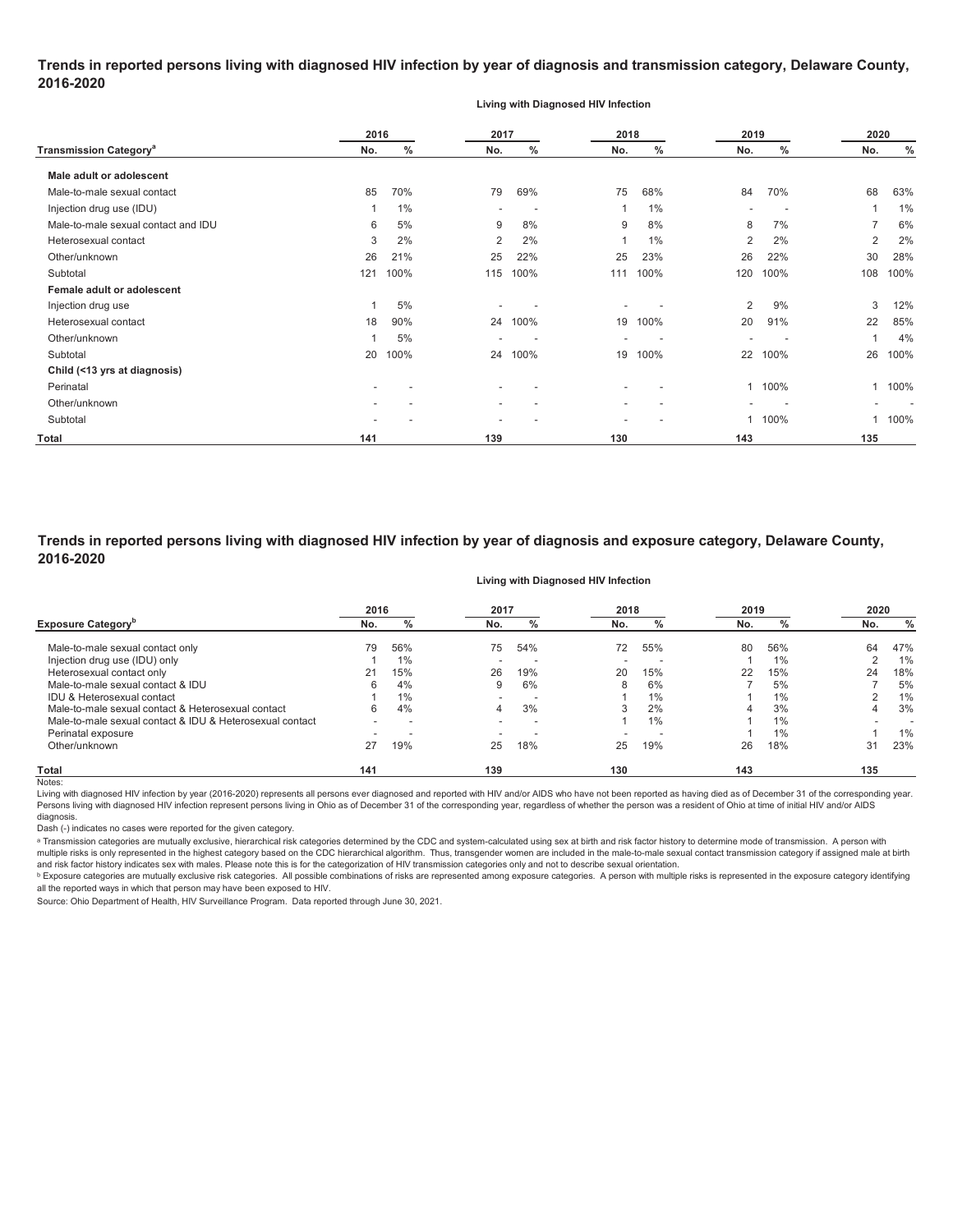## Trends in reported persons living with diagnosed HIV infection by year of diagnosis and transmission category, Delaware County, 2016-2020

Living with Diagnosed HIV Infection

| Transmission Category[a] | 2016 No. | 2016 % | 2017 No. | 2017 % | 2018 No. | 2018 % | 2019 No. | 2019 % | 2020 No. | 2020 % |
|---|---|---|---|---|---|---|---|---|---|---|
| **Male adult or adolescent** | | | | | | | | | | |
| Male-to-male sexual contact | 85 | 70% | 79 | 69% | 75 | 68% | 84 | 70% | 68 | 63% |
| Injection drug use (IDU) | 1 | 1% | - | - | 1 | 1% | - | - | 1 | 1% |
| Male-to-male sexual contact and IDU | 6 | 5% | 9 | 8% | 9 | 8% | 8 | 7% | 7 | 6% |
| Heterosexual contact | 3 | 2% | 2 | 2% | 1 | 1% | 2 | 2% | 2 | 2% |
| Other/unknown | 26 | 21% | 25 | 22% | 25 | 23% | 26 | 22% | 30 | 28% |
| Subtotal | 121 | 100% | 115 | 100% | 111 | 100% | 120 | 100% | 108 | 100% |
| **Female adult or adolescent** | | | | | | | | | | |
| Injection drug use | 1 | 5% | - | - | - | - | 2 | 9% | 3 | 12% |
| Heterosexual contact | 18 | 90% | 24 | 100% | 19 | 100% | 20 | 91% | 22 | 85% |
| Other/unknown | 1 | 5% | - | - | - | - | - | - | 1 | 4% |
| Subtotal | 20 | 100% | 24 | 100% | 19 | 100% | 22 | 100% | 26 | 100% |
| **Child (<13 yrs at diagnosis)** | | | | | | | | | | |
| Perinatal | - | - | - | - | - | - | 1 | 100% | 1 | 100% |
| Other/unknown | - | - | - | - | - | - | - | - | - | - |
| Subtotal | - | - | - | - | - | - | 1 | 100% | 1 | 100% |
| **Total** | **141** | | **139** | | **130** | | **143** | | **135** | |

## Trends in reported persons living with diagnosed HIV infection by year of diagnosis and exposure category, Delaware County, 2016-2020

Living with Diagnosed HIV Infection

| Exposure Category[b] | 2016 No. | 2016 % | 2017 No. | 2017 % | 2018 No. | 2018 % | 2019 No. | 2019 % | 2020 No. | 2020 % |
|---|---|---|---|---|---|---|---|---|---|---|
| Male-to-male sexual contact only | 79 | 56% | 75 | 54% | 72 | 55% | 80 | 56% | 64 | 47% |
| Injection drug use (IDU) only | 1 | 1% | - | - | - | - | 1 | 1% | 2 | 1% |
| Heterosexual contact only | 21 | 15% | 26 | 19% | 20 | 15% | 22 | 15% | 24 | 18% |
| Male-to-male sexual contact & IDU | 6 | 4% | 9 | 6% | 8 | 6% | 7 | 5% | 7 | 5% |
| IDU & Heterosexual contact | 1 | 1% | - | - | 1 | 1% | 1 | 1% | 2 | 1% |
| Male-to-male sexual contact & Heterosexual contact | 6 | 4% | 4 | 3% | 3 | 2% | 4 | 3% | 4 | 3% |
| Male-to-male sexual contact & IDU & Heterosexual contact | - | - | - | - | 1 | 1% | 1 | 1% | - | - |
| Perinatal exposure | - | - | - | - | - | - | 1 | 1% | 1 | 1% |
| Other/unknown | 27 | 19% | 25 | 18% | 25 | 19% | 26 | 18% | 31 | 23% |
| **Total** | **141** | | **139** | | **130** | | **143** | | **135** | |

Notes:

Living with diagnosed HIV infection by year (2016-2020) represents all persons ever diagnosed and reported with HIV and/or AIDS who have not been reported as having died as of December 31 of the corresponding year. Persons living with diagnosed HIV infection represent persons living in Ohio as of December 31 of the corresponding year, regardless of whether the person was a resident of Ohio at time of initial HIV and/or AIDS diagnosis.

Dash (-) indicates no cases were reported for the given category.

[a] Transmission categories are mutually exclusive, hierarchical risk categories determined by the CDC and system-calculated using sex at birth and risk factor history to determine mode of transmission. A person with multiple risks is only represented in the highest category based on the CDC hierarchical algorithm. Thus, transgender women are included in the male-to-male sexual contact transmission category if assigned male at birth and risk factor history indicates sex with males. Please note this is for the categorization of HIV transmission categories only and not to describe sexual orientation.

[b] Exposure categories are mutually exclusive risk categories. All possible combinations of risks are represented among exposure categories. A person with multiple risks is represented in the exposure category identifying all the reported ways in which that person may have been exposed to HIV.

Source: Ohio Department of Health, HIV Surveillance Program. Data reported through June 30, 2021.